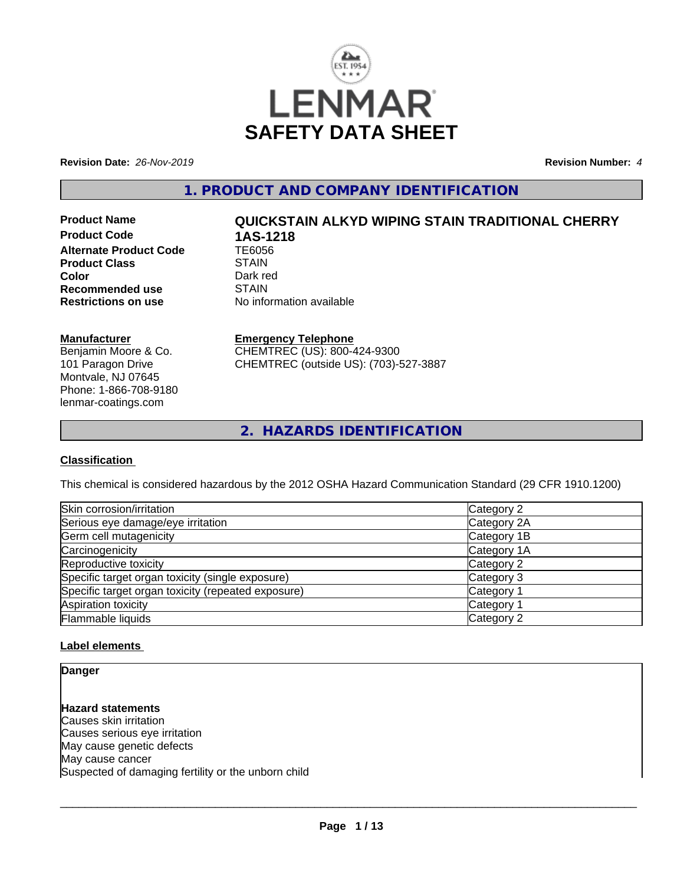# LENMAR

# SAFETY DATA SHEET

**Revision Date:** *26-Nov-2019*

**Revision Number:** *4*

## 1. PRODUCT AND COMPANY IDENTIFICATION

| | |
|---|---|
| **Product Name** | **QUICKSTAIN ALKYD WIPING STAIN TRADITIONAL CHERRY** |
| **Product Code** | **1AS-1218** |
| **Alternate Product Code** | TE6056 |
| **Product Class** | STAIN |
| **Color** | Dark red |
| **Recommended use** | STAIN |
| **Restrictions on use** | No information available |

**Manufacturer**

Benjamin Moore & Co.
101 Paragon Drive
Montvale, NJ 07645
Phone: 1-866-708-9180
lenmar-coatings.com

**Emergency Telephone**

CHEMTREC (US): 800-424-9300
CHEMTREC (outside US): (703)-527-3887

## 2. HAZARDS IDENTIFICATION

### Classification

This chemical is considered hazardous by the 2012 OSHA Hazard Communication Standard (29 CFR 1910.1200)

| | |
|---|---|
| Skin corrosion/irritation | Category 2 |
| Serious eye damage/eye irritation | Category 2A |
| Germ cell mutagenicity | Category 1B |
| Carcinogenicity | Category 1A |
| Reproductive toxicity | Category 2 |
| Specific target organ toxicity (single exposure) | Category 3 |
| Specific target organ toxicity (repeated exposure) | Category 1 |
| Aspiration toxicity | Category 1 |
| Flammable liquids | Category 2 |

### Label elements

**Danger**

**Hazard statements**

Causes skin irritation
Causes serious eye irritation
May cause genetic defects
May cause cancer
Suspected of damaging fertility or the unborn child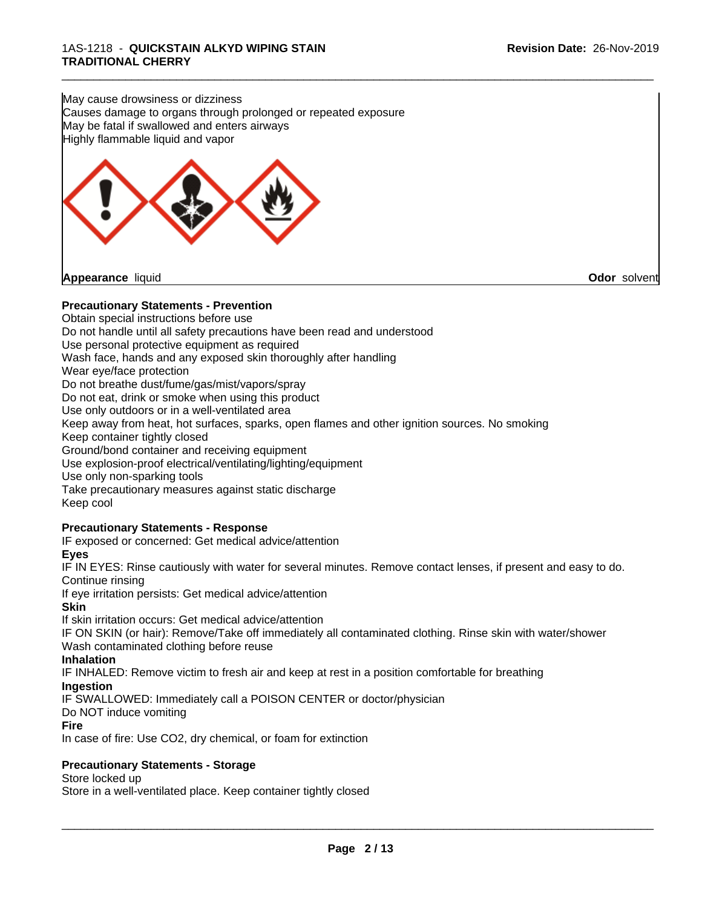May cause drowsiness or dizziness
Causes damage to organs through prolonged or repeated exposure
May be fatal if swallowed and enters airways
Highly flammable liquid and vapor

**Appearance** liquid **Odor** solvent

**Precautionary Statements - Prevention**

Obtain special instructions before use
Do not handle until all safety precautions have been read and understood
Use personal protective equipment as required
Wash face, hands and any exposed skin thoroughly after handling
Wear eye/face protection
Do not breathe dust/fume/gas/mist/vapors/spray
Do not eat, drink or smoke when using this product
Use only outdoors or in a well-ventilated area
Keep away from heat, hot surfaces, sparks, open flames and other ignition sources. No smoking
Keep container tightly closed
Ground/bond container and receiving equipment
Use explosion-proof electrical/ventilating/lighting/equipment
Use only non-sparking tools
Take precautionary measures against static discharge
Keep cool

**Precautionary Statements - Response**

IF exposed or concerned: Get medical advice/attention

**Eyes**

IF IN EYES: Rinse cautiously with water for several minutes. Remove contact lenses, if present and easy to do. Continue rinsing
If eye irritation persists: Get medical advice/attention

**Skin**

If skin irritation occurs: Get medical advice/attention
IF ON SKIN (or hair): Remove/Take off immediately all contaminated clothing. Rinse skin with water/shower
Wash contaminated clothing before reuse

**Inhalation**

IF INHALED: Remove victim to fresh air and keep at rest in a position comfortable for breathing

**Ingestion**

IF SWALLOWED: Immediately call a POISON CENTER or doctor/physician
Do NOT induce vomiting

**Fire**

In case of fire: Use CO2, dry chemical, or foam for extinction

**Precautionary Statements - Storage**

Store locked up
Store in a well-ventilated place. Keep container tightly closed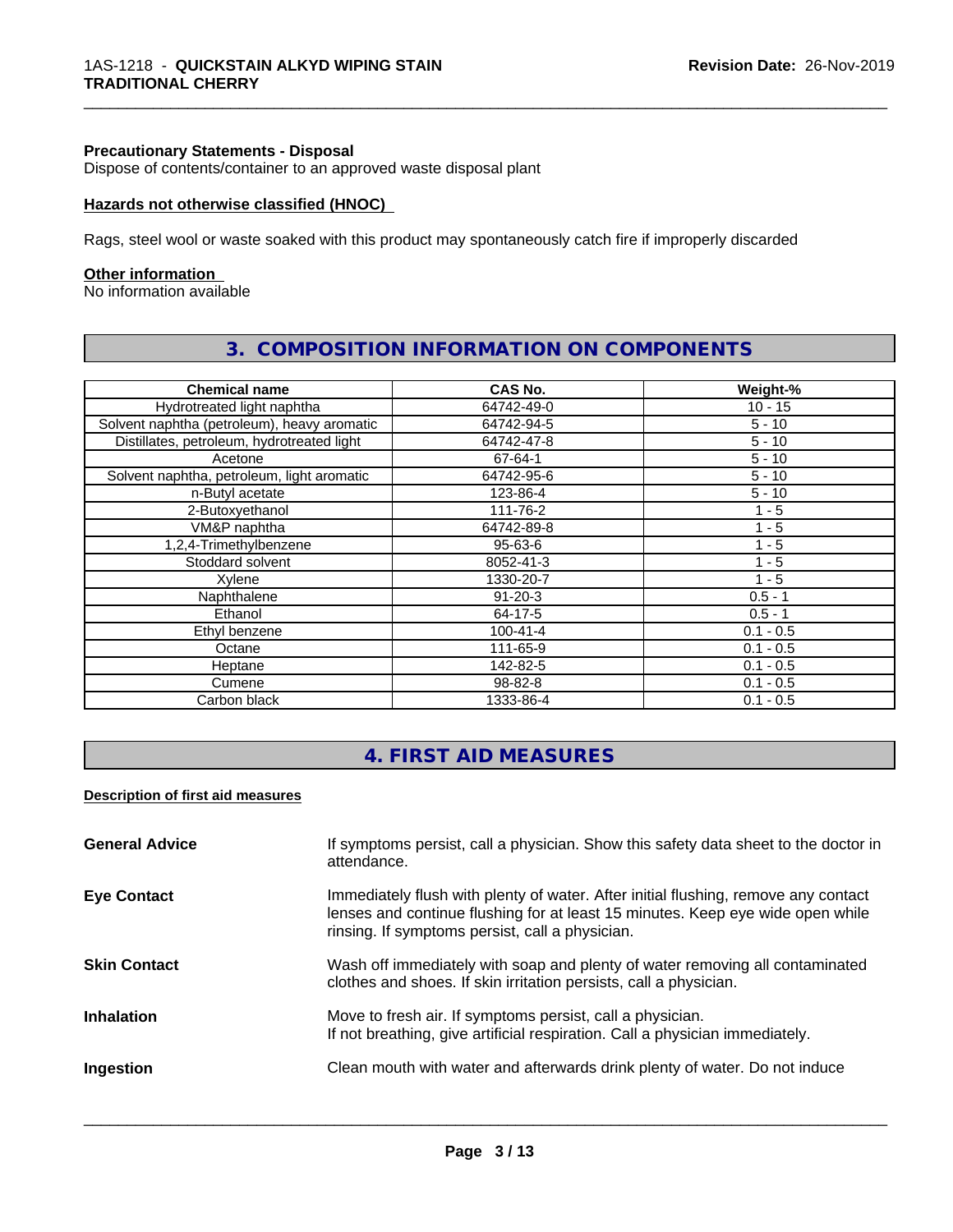**Precautionary Statements - Disposal**
Dispose of contents/container to an approved waste disposal plant

**Hazards not otherwise classified (HNOC)**

Rags, steel wool or waste soaked with this product may spontaneously catch fire if improperly discarded

**Other information**
No information available

## 3. COMPOSITION INFORMATION ON COMPONENTS

| Chemical name | CAS No. | Weight-% |
| --- | --- | --- |
| Hydrotreated light naphtha | 64742-49-0 | 10 - 15 |
| Solvent naphtha (petroleum), heavy aromatic | 64742-94-5 | 5 - 10 |
| Distillates, petroleum, hydrotreated light | 64742-47-8 | 5 - 10 |
| Acetone | 67-64-1 | 5 - 10 |
| Solvent naphtha, petroleum, light aromatic | 64742-95-6 | 5 - 10 |
| n-Butyl acetate | 123-86-4 | 5 - 10 |
| 2-Butoxyethanol | 111-76-2 | 1 - 5 |
| VM&P naphtha | 64742-89-8 | 1 - 5 |
| 1,2,4-Trimethylbenzene | 95-63-6 | 1 - 5 |
| Stoddard solvent | 8052-41-3 | 1 - 5 |
| Xylene | 1330-20-7 | 1 - 5 |
| Naphthalene | 91-20-3 | 0.5 - 1 |
| Ethanol | 64-17-5 | 0.5 - 1 |
| Ethyl benzene | 100-41-4 | 0.1 - 0.5 |
| Octane | 111-65-9 | 0.1 - 0.5 |
| Heptane | 142-82-5 | 0.1 - 0.5 |
| Cumene | 98-82-8 | 0.1 - 0.5 |
| Carbon black | 1333-86-4 | 0.1 - 0.5 |

## 4. FIRST AID MEASURES

**Description of first aid measures**

**General Advice**: If symptoms persist, call a physician. Show this safety data sheet to the doctor in attendance.

**Eye Contact**: Immediately flush with plenty of water. After initial flushing, remove any contact lenses and continue flushing for at least 15 minutes. Keep eye wide open while rinsing. If symptoms persist, call a physician.

**Skin Contact**: Wash off immediately with soap and plenty of water removing all contaminated clothes and shoes. If skin irritation persists, call a physician.

**Inhalation**: Move to fresh air. If symptoms persist, call a physician.
If not breathing, give artificial respiration. Call a physician immediately.

**Ingestion**: Clean mouth with water and afterwards drink plenty of water. Do not induce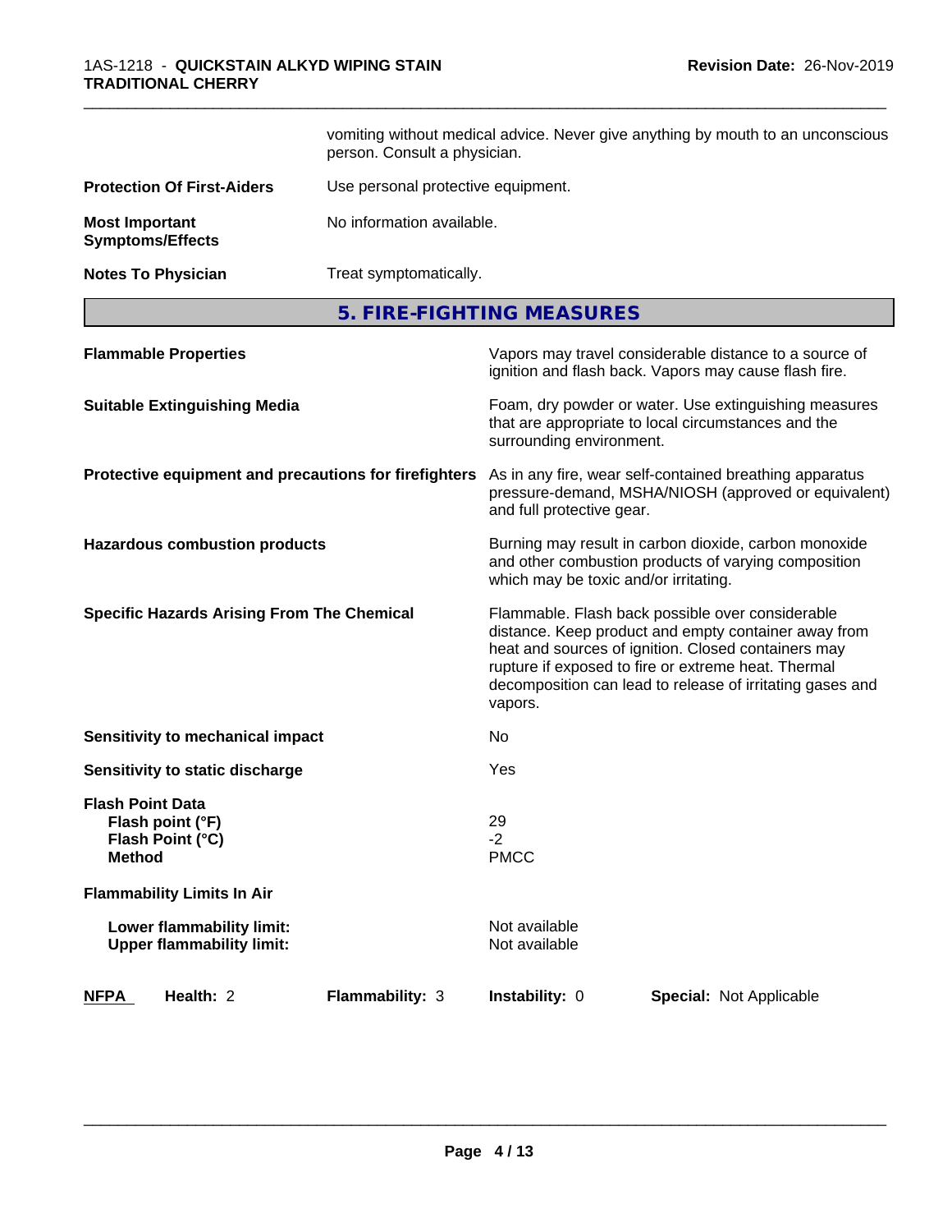vomiting without medical advice. Never give anything by mouth to an unconscious person. Consult a physician.

| | |
|---|---|
| **Protection Of First-Aiders** | Use personal protective equipment. |
| **Most Important Symptoms/Effects** | No information available. |
| **Notes To Physician** | Treat symptomatically. |

## 5. FIRE-FIGHTING MEASURES

| | |
|---|---|
| **Flammable Properties** | Vapors may travel considerable distance to a source of ignition and flash back. Vapors may cause flash fire. |
| **Suitable Extinguishing Media** | Foam, dry powder or water. Use extinguishing measures that are appropriate to local circumstances and the surrounding environment. |
| **Protective equipment and precautions for firefighters** | As in any fire, wear self-contained breathing apparatus pressure-demand, MSHA/NIOSH (approved or equivalent) and full protective gear. |
| **Hazardous combustion products** | Burning may result in carbon dioxide, carbon monoxide and other combustion products of varying composition which may be toxic and/or irritating. |
| **Specific Hazards Arising From The Chemical** | Flammable. Flash back possible over considerable distance. Keep product and empty container away from heat and sources of ignition. Closed containers may rupture if exposed to fire or extreme heat. Thermal decomposition can lead to release of irritating gases and vapors. |
| **Sensitivity to mechanical impact** | No |
| **Sensitivity to static discharge** | Yes |

**Flash Point Data**

| | |
|---|---|
| **Flash point (°F)** | 29 |
| **Flash Point (°C)** | -2 |
| **Method** | PMCC |

**Flammability Limits In Air**

| | |
|---|---|
| **Lower flammability limit:** | Not available |
| **Upper flammability limit:** | Not available |

| **NFPA** | **Health:** 2 | **Flammability:** 3 | **Instability:** 0 | **Special:** Not Applicable |
|---|---|---|---|---|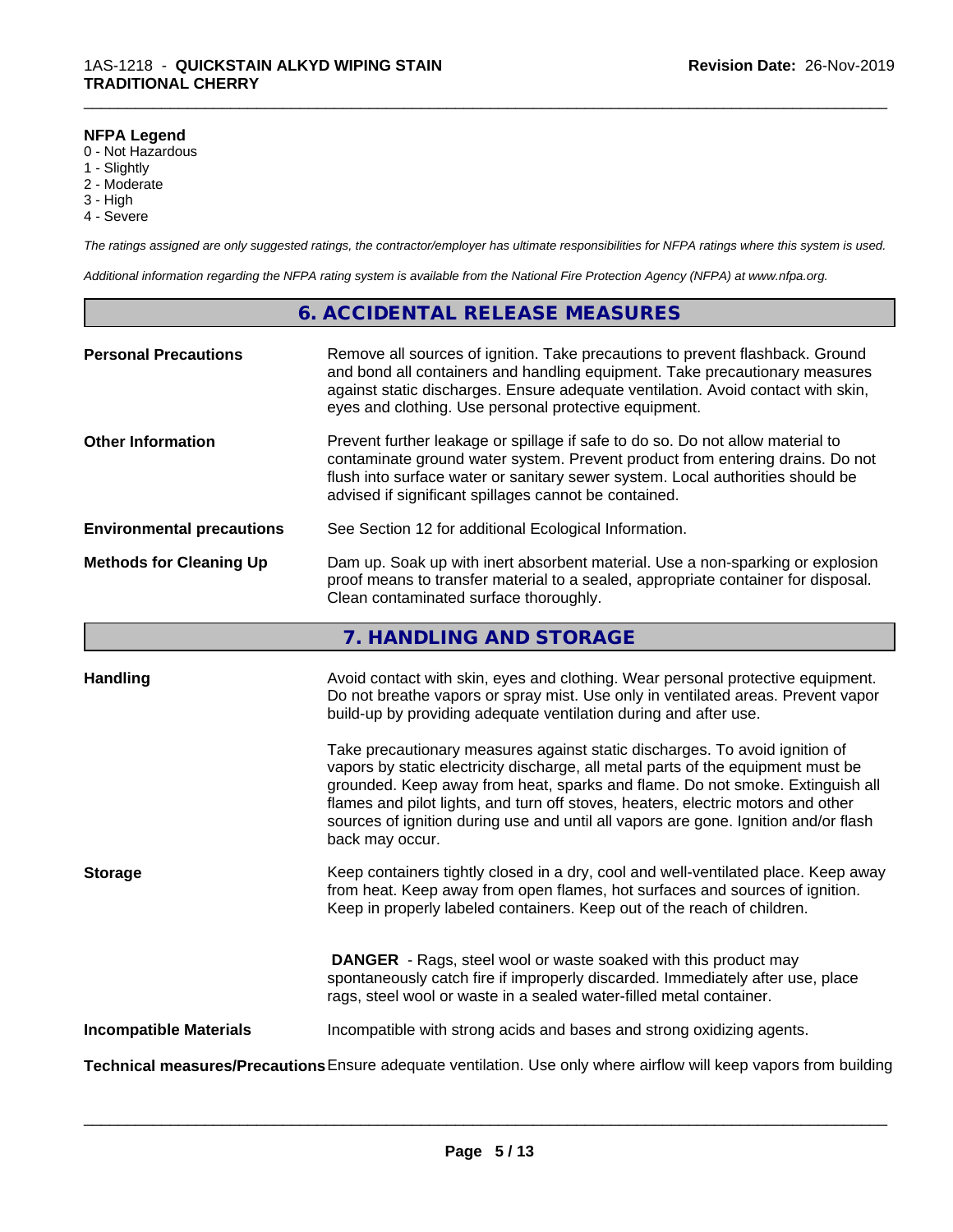**NFPA Legend**
0 - Not Hazardous
1 - Slightly
2 - Moderate
3 - High
4 - Severe

*The ratings assigned are only suggested ratings, the contractor/employer has ultimate responsibilities for NFPA ratings where this system is used.*

*Additional information regarding the NFPA rating system is available from the National Fire Protection Agency (NFPA) at www.nfpa.org.*

## 6. ACCIDENTAL RELEASE MEASURES

**Personal Precautions**
Remove all sources of ignition. Take precautions to prevent flashback. Ground and bond all containers and handling equipment. Take precautionary measures against static discharges. Ensure adequate ventilation. Avoid contact with skin, eyes and clothing. Use personal protective equipment.

**Other Information**
Prevent further leakage or spillage if safe to do so. Do not allow material to contaminate ground water system. Prevent product from entering drains. Do not flush into surface water or sanitary sewer system. Local authorities should be advised if significant spillages cannot be contained.

**Environmental precautions**
See Section 12 for additional Ecological Information.

**Methods for Cleaning Up**
Dam up. Soak up with inert absorbent material. Use a non-sparking or explosion proof means to transfer material to a sealed, appropriate container for disposal. Clean contaminated surface thoroughly.

## 7. HANDLING AND STORAGE

**Handling**
Avoid contact with skin, eyes and clothing. Wear personal protective equipment. Do not breathe vapors or spray mist. Use only in ventilated areas. Prevent vapor build-up by providing adequate ventilation during and after use.

Take precautionary measures against static discharges. To avoid ignition of vapors by static electricity discharge, all metal parts of the equipment must be grounded. Keep away from heat, sparks and flame. Do not smoke. Extinguish all flames and pilot lights, and turn off stoves, heaters, electric motors and other sources of ignition during use and until all vapors are gone. Ignition and/or flash back may occur.

**Storage**
Keep containers tightly closed in a dry, cool and well-ventilated place. Keep away from heat. Keep away from open flames, hot surfaces and sources of ignition. Keep in properly labeled containers. Keep out of the reach of children.

**DANGER** - Rags, steel wool or waste soaked with this product may spontaneously catch fire if improperly discarded. Immediately after use, place rags, steel wool or waste in a sealed water-filled metal container.

**Incompatible Materials**
Incompatible with strong acids and bases and strong oxidizing agents.

**Technical measures/Precautions**
Ensure adequate ventilation. Use only where airflow will keep vapors from building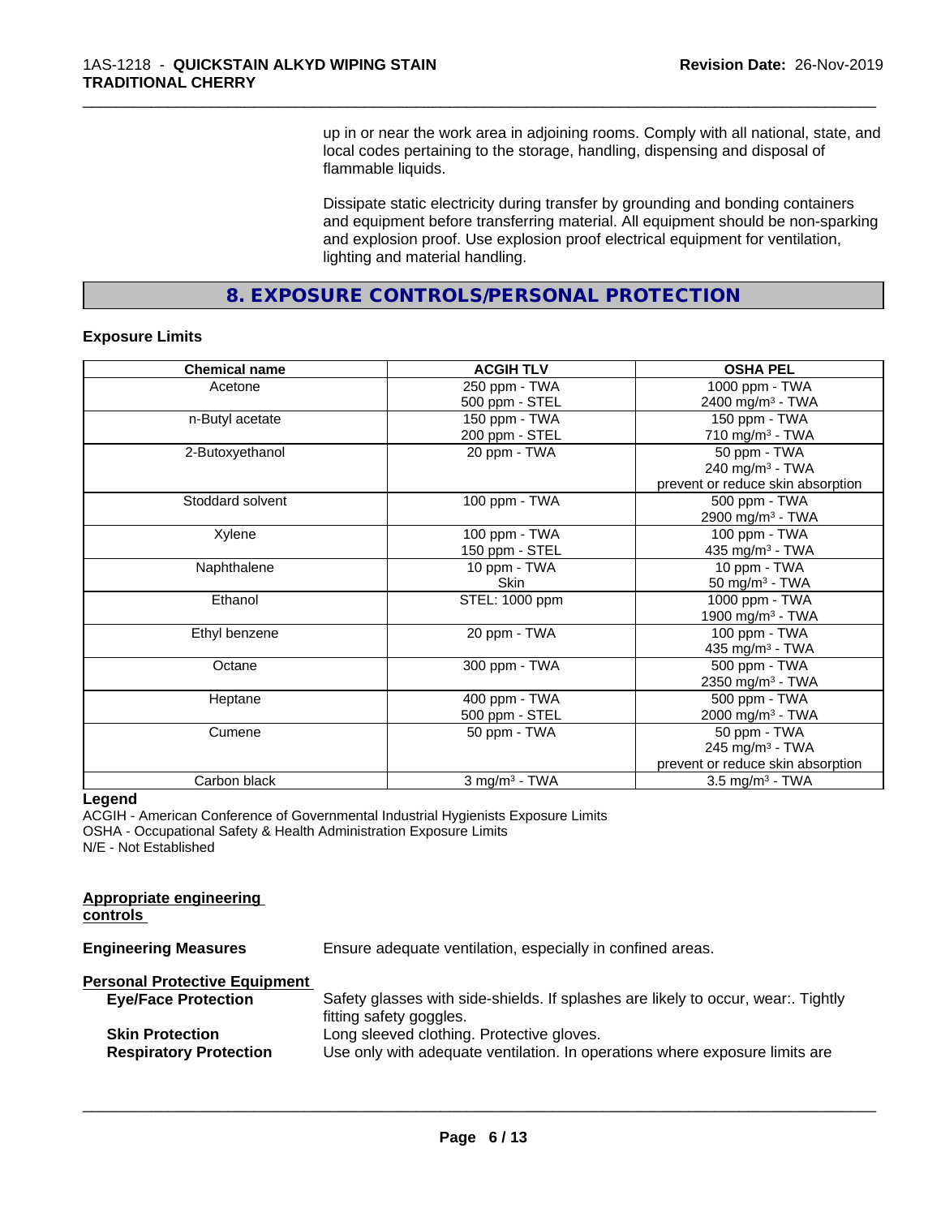up in or near the work area in adjoining rooms. Comply with all national, state, and local codes pertaining to the storage, handling, dispensing and disposal of flammable liquids.

Dissipate static electricity during transfer by grounding and bonding containers and equipment before transferring material. All equipment should be non-sparking and explosion proof. Use explosion proof electrical equipment for ventilation, lighting and material handling.

## 8. EXPOSURE CONTROLS/PERSONAL PROTECTION

**Exposure Limits**

| Chemical name | ACGIH TLV | OSHA PEL |
|---|---|---|
| Acetone | 250 ppm - TWA<br>500 ppm - STEL | 1000 ppm - TWA<br>2400 mg/m³ - TWA |
| n-Butyl acetate | 150 ppm - TWA<br>200 ppm - STEL | 150 ppm - TWA<br>710 mg/m³ - TWA |
| 2-Butoxyethanol | 20 ppm - TWA | 50 ppm - TWA<br>240 mg/m³ - TWA<br>prevent or reduce skin absorption |
| Stoddard solvent | 100 ppm - TWA | 500 ppm - TWA<br>2900 mg/m³ - TWA |
| Xylene | 100 ppm - TWA<br>150 ppm - STEL | 100 ppm - TWA<br>435 mg/m³ - TWA |
| Naphthalene | 10 ppm - TWA<br>Skin | 10 ppm - TWA<br>50 mg/m³ - TWA |
| Ethanol | STEL: 1000 ppm | 1000 ppm - TWA<br>1900 mg/m³ - TWA |
| Ethyl benzene | 20 ppm - TWA | 100 ppm - TWA<br>435 mg/m³ - TWA |
| Octane | 300 ppm - TWA | 500 ppm - TWA<br>2350 mg/m³ - TWA |
| Heptane | 400 ppm - TWA<br>500 ppm - STEL | 500 ppm - TWA<br>2000 mg/m³ - TWA |
| Cumene | 50 ppm - TWA | 50 ppm - TWA<br>245 mg/m³ - TWA<br>prevent or reduce skin absorption |
| Carbon black | 3 mg/m³ - TWA | 3.5 mg/m³ - TWA |

**Legend**
ACGIH - American Conference of Governmental Industrial Hygienists Exposure Limits
OSHA - Occupational Safety & Health Administration Exposure Limits
N/E - Not Established

**Appropriate engineering controls**

**Engineering Measures** Ensure adequate ventilation, especially in confined areas.

**Personal Protective Equipment**

**Eye/Face Protection** Safety glasses with side-shields. If splashes are likely to occur, wear:. Tightly fitting safety goggles.

**Skin Protection** Long sleeved clothing. Protective gloves.

**Respiratory Protection** Use only with adequate ventilation. In operations where exposure limits are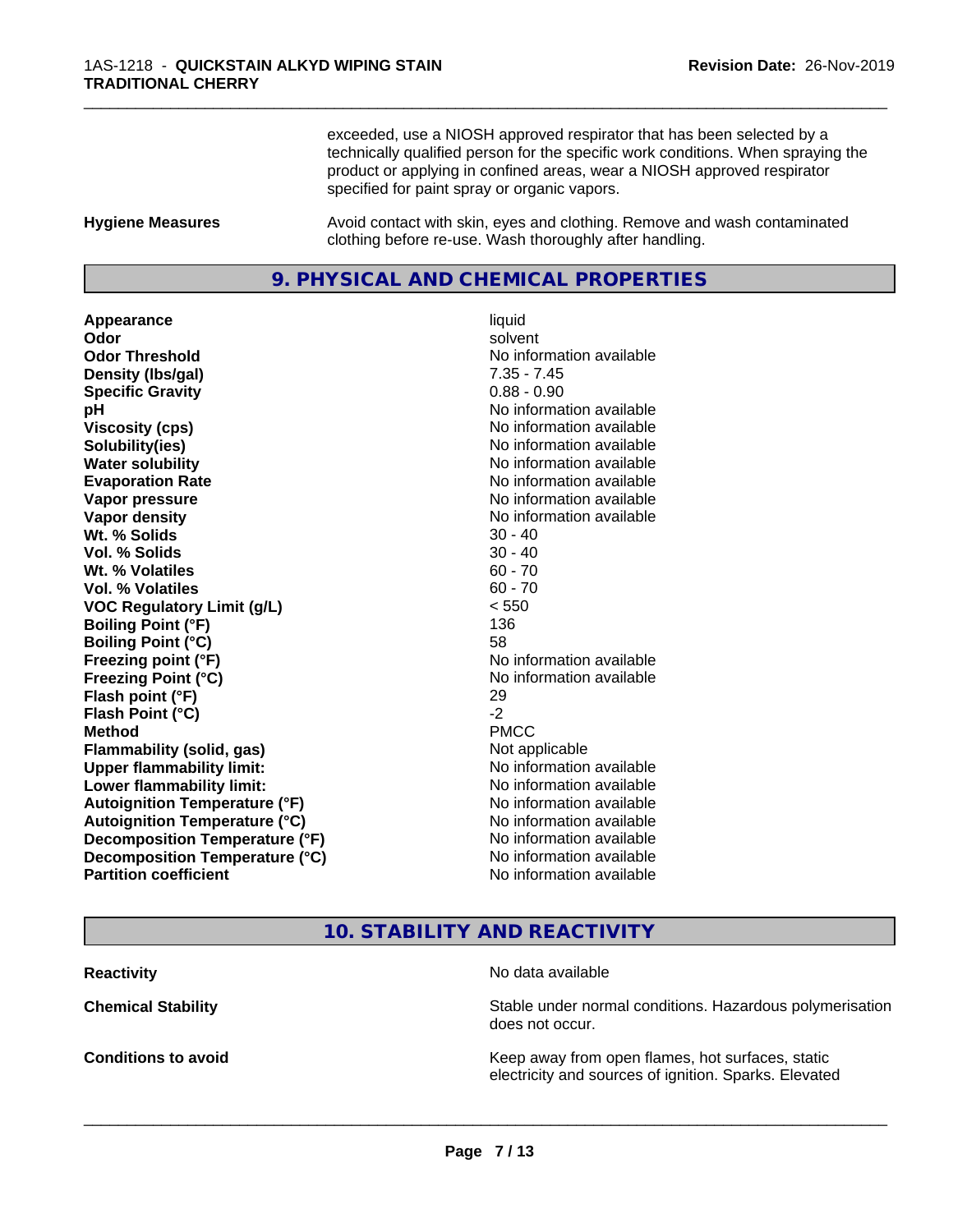exceeded, use a NIOSH approved respirator that has been selected by a technically qualified person for the specific work conditions. When spraying the product or applying in confined areas, wear a NIOSH approved respirator specified for paint spray or organic vapors.

**Hygiene Measures** Avoid contact with skin, eyes and clothing. Remove and wash contaminated clothing before re-use. Wash thoroughly after handling.

## 9. PHYSICAL AND CHEMICAL PROPERTIES

| | |
|---|---|
| **Appearance** | liquid |
| **Odor** | solvent |
| **Odor Threshold** | No information available |
| **Density (lbs/gal)** | 7.35 - 7.45 |
| **Specific Gravity** | 0.88 - 0.90 |
| **pH** | No information available |
| **Viscosity (cps)** | No information available |
| **Solubility(ies)** | No information available |
| **Water solubility** | No information available |
| **Evaporation Rate** | No information available |
| **Vapor pressure** | No information available |
| **Vapor density** | No information available |
| **Wt. % Solids** | 30 - 40 |
| **Vol. % Solids** | 30 - 40 |
| **Wt. % Volatiles** | 60 - 70 |
| **Vol. % Volatiles** | 60 - 70 |
| **VOC Regulatory Limit (g/L)** | < 550 |
| **Boiling Point (°F)** | 136 |
| **Boiling Point (°C)** | 58 |
| **Freezing point (°F)** | No information available |
| **Freezing Point (°C)** | No information available |
| **Flash point (°F)** | 29 |
| **Flash Point (°C)** | -2 |
| **Method** | PMCC |
| **Flammability (solid, gas)** | Not applicable |
| **Upper flammability limit:** | No information available |
| **Lower flammability limit:** | No information available |
| **Autoignition Temperature (°F)** | No information available |
| **Autoignition Temperature (°C)** | No information available |
| **Decomposition Temperature (°F)** | No information available |
| **Decomposition Temperature (°C)** | No information available |
| **Partition coefficient** | No information available |

## 10. STABILITY AND REACTIVITY

**Reactivity** No data available

**Chemical Stability** Stable under normal conditions. Hazardous polymerisation does not occur.

**Conditions to avoid** Keep away from open flames, hot surfaces, static electricity and sources of ignition. Sparks. Elevated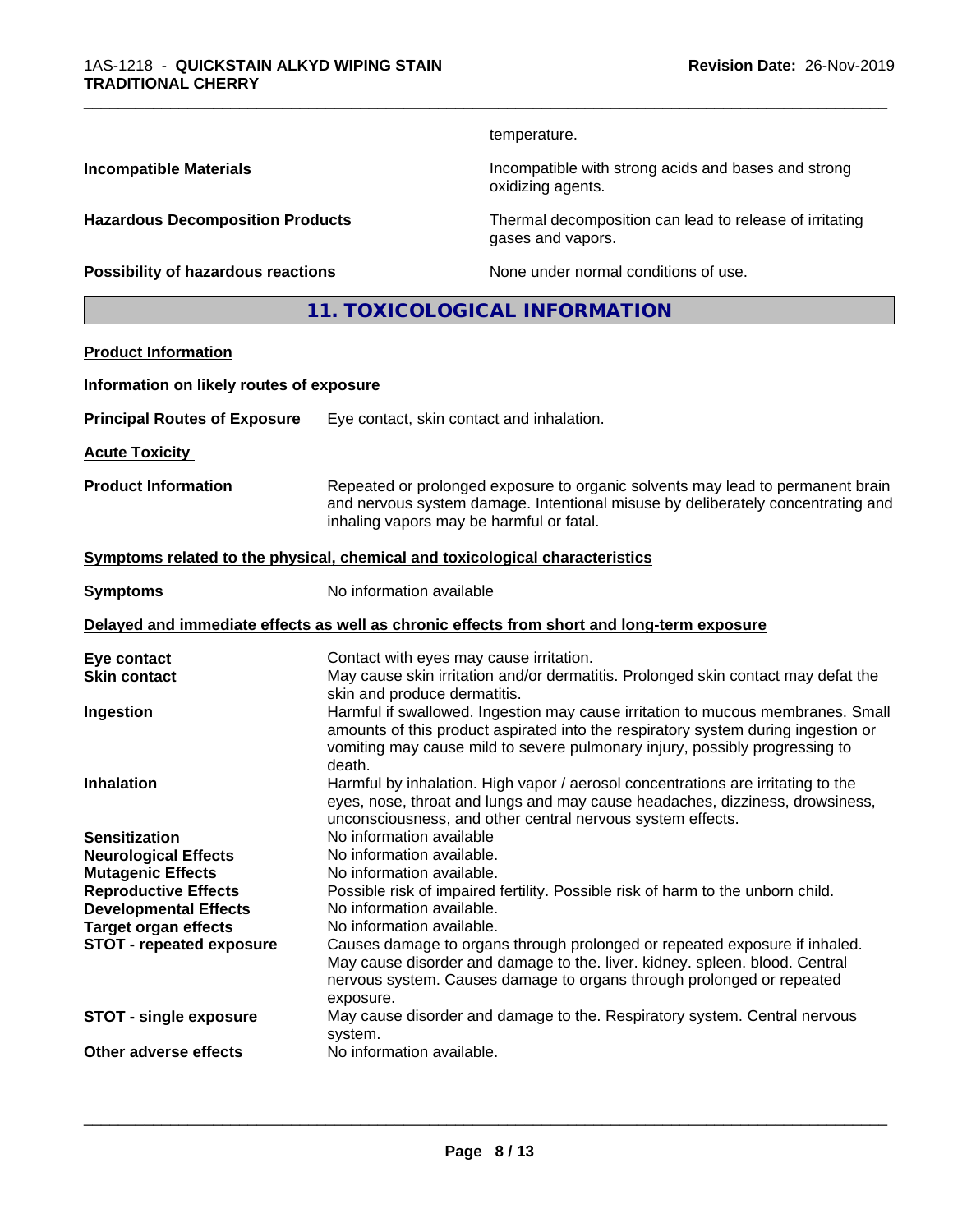temperature.

| | |
|---|---|
| **Incompatible Materials** | Incompatible with strong acids and bases and strong oxidizing agents. |
| **Hazardous Decomposition Products** | Thermal decomposition can lead to release of irritating gases and vapors. |
| **Possibility of hazardous reactions** | None under normal conditions of use. |

## 11. TOXICOLOGICAL INFORMATION

**Product Information**

**Information on likely routes of exposure**

**Principal Routes of Exposure** Eye contact, skin contact and inhalation.

**Acute Toxicity**

**Product Information** Repeated or prolonged exposure to organic solvents may lead to permanent brain and nervous system damage. Intentional misuse by deliberately concentrating and inhaling vapors may be harmful or fatal.

**Symptoms related to the physical, chemical and toxicological characteristics**

**Symptoms** No information available

**Delayed and immediate effects as well as chronic effects from short and long-term exposure**

| | |
|---|---|
| **Eye contact** | Contact with eyes may cause irritation. |
| **Skin contact** | May cause skin irritation and/or dermatitis. Prolonged skin contact may defat the skin and produce dermatitis. |
| **Ingestion** | Harmful if swallowed. Ingestion may cause irritation to mucous membranes. Small amounts of this product aspirated into the respiratory system during ingestion or vomiting may cause mild to severe pulmonary injury, possibly progressing to death. |
| **Inhalation** | Harmful by inhalation. High vapor / aerosol concentrations are irritating to the eyes, nose, throat and lungs and may cause headaches, dizziness, drowsiness, unconsciousness, and other central nervous system effects. |
| **Sensitization** | No information available |
| **Neurological Effects** | No information available. |
| **Mutagenic Effects** | No information available. |
| **Reproductive Effects** | Possible risk of impaired fertility. Possible risk of harm to the unborn child. |
| **Developmental Effects** | No information available. |
| **Target organ effects** | No information available. |
| **STOT - repeated exposure** | Causes damage to organs through prolonged or repeated exposure if inhaled. May cause disorder and damage to the. liver. kidney. spleen. blood. Central nervous system. Causes damage to organs through prolonged or repeated exposure. |
| **STOT - single exposure** | May cause disorder and damage to the. Respiratory system. Central nervous system. |
| **Other adverse effects** | No information available. |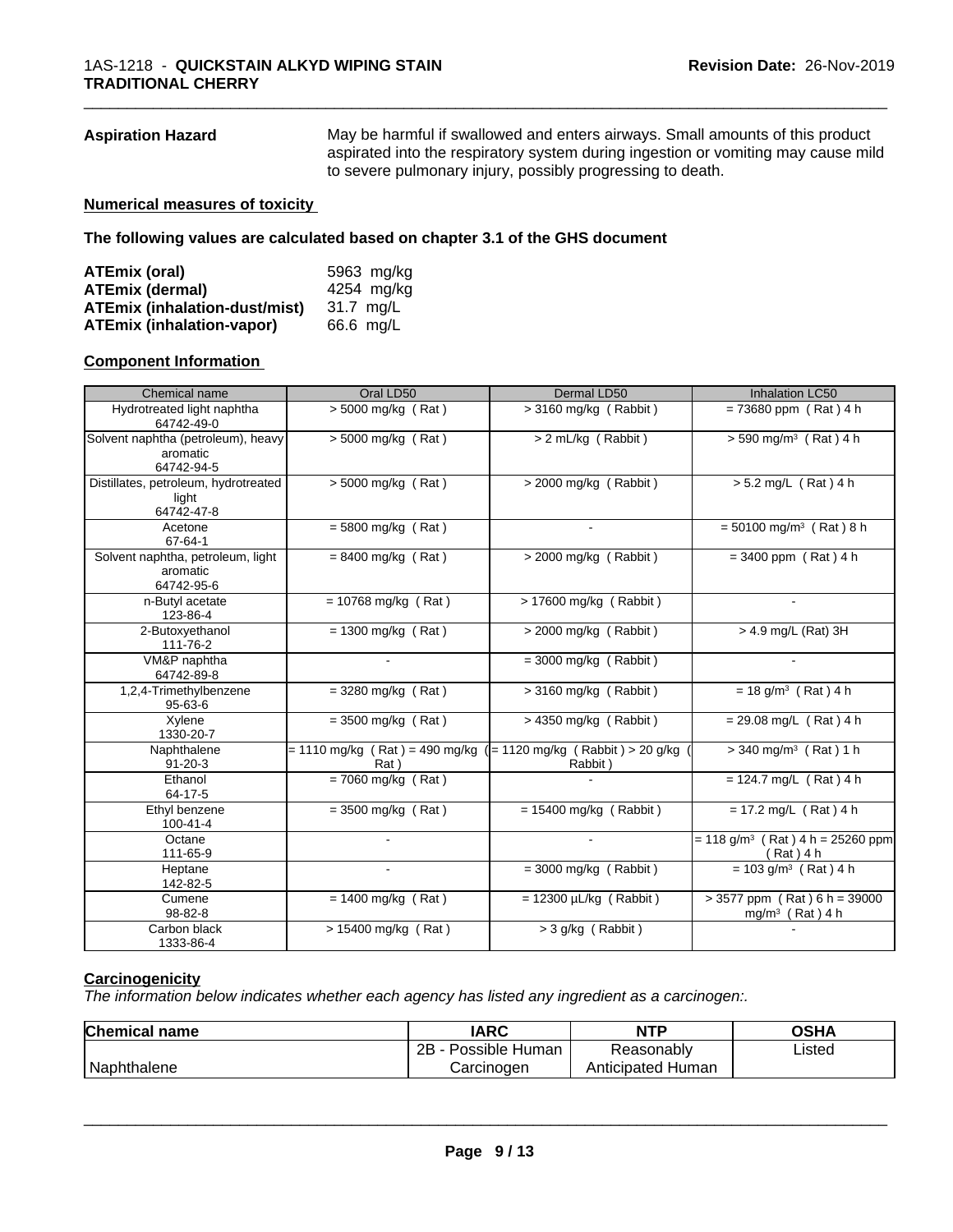**Aspiration Hazard** May be harmful if swallowed and enters airways. Small amounts of this product aspirated into the respiratory system during ingestion or vomiting may cause mild to severe pulmonary injury, possibly progressing to death.

**Numerical measures of toxicity**

**The following values are calculated based on chapter 3.1 of the GHS document**

| | |
|---|---|
| **ATEmix (oral)** | 5963 mg/kg |
| **ATEmix (dermal)** | 4254 mg/kg |
| **ATEmix (inhalation-dust/mist)** | 31.7 mg/L |
| **ATEmix (inhalation-vapor)** | 66.6 mg/L |

**Component Information**

| Chemical name | Oral LD50 | Dermal LD50 | Inhalation LC50 |
|---|---|---|---|
| Hydrotreated light naphtha 64742-49-0 | > 5000 mg/kg ( Rat ) | > 3160 mg/kg ( Rabbit ) | = 73680 ppm ( Rat ) 4 h |
| Solvent naphtha (petroleum), heavy aromatic 64742-94-5 | > 5000 mg/kg ( Rat ) | > 2 mL/kg ( Rabbit ) | > 590 mg/m³ ( Rat ) 4 h |
| Distillates, petroleum, hydrotreated light 64742-47-8 | > 5000 mg/kg ( Rat ) | > 2000 mg/kg ( Rabbit ) | > 5.2 mg/L ( Rat ) 4 h |
| Acetone 67-64-1 | = 5800 mg/kg ( Rat ) | - | = 50100 mg/m³ ( Rat ) 8 h |
| Solvent naphtha, petroleum, light aromatic 64742-95-6 | = 8400 mg/kg ( Rat ) | > 2000 mg/kg ( Rabbit ) | = 3400 ppm ( Rat ) 4 h |
| n-Butyl acetate 123-86-4 | = 10768 mg/kg ( Rat ) | > 17600 mg/kg ( Rabbit ) | - |
| 2-Butoxyethanol 111-76-2 | = 1300 mg/kg ( Rat ) | > 2000 mg/kg ( Rabbit ) | > 4.9 mg/L (Rat) 3H |
| VM&P naphtha 64742-89-8 | - | = 3000 mg/kg ( Rabbit ) | - |
| 1,2,4-Trimethylbenzene 95-63-6 | = 3280 mg/kg ( Rat ) | > 3160 mg/kg ( Rabbit ) | = 18 g/m³ ( Rat ) 4 h |
| Xylene 1330-20-7 | = 3500 mg/kg ( Rat ) | > 4350 mg/kg ( Rabbit ) | = 29.08 mg/L ( Rat ) 4 h |
| Naphthalene 91-20-3 | = 1110 mg/kg ( Rat ) = 490 mg/kg ( Rat ) | = 1120 mg/kg ( Rabbit ) > 20 g/kg ( Rabbit ) | > 340 mg/m³ ( Rat ) 1 h |
| Ethanol 64-17-5 | = 7060 mg/kg ( Rat ) | - | = 124.7 mg/L ( Rat ) 4 h |
| Ethyl benzene 100-41-4 | = 3500 mg/kg ( Rat ) | = 15400 mg/kg ( Rabbit ) | = 17.2 mg/L ( Rat ) 4 h |
| Octane 111-65-9 | - | - | = 118 g/m³ ( Rat ) 4 h = 25260 ppm ( Rat ) 4 h |
| Heptane 142-82-5 | - | = 3000 mg/kg ( Rabbit ) | = 103 g/m³ ( Rat ) 4 h |
| Cumene 98-82-8 | = 1400 mg/kg ( Rat ) | = 12300 µL/kg ( Rabbit ) | > 3577 ppm ( Rat ) 6 h = 39000 mg/m³ ( Rat ) 4 h |
| Carbon black 1333-86-4 | > 15400 mg/kg ( Rat ) | > 3 g/kg ( Rabbit ) | - |

**Carcinogenicity**

*The information below indicates whether each agency has listed any ingredient as a carcinogen:.*

| Chemical name | IARC | NTP | OSHA |
|---|---|---|---|
| Naphthalene | 2B - Possible Human Carcinogen | Reasonably Anticipated Human | Listed |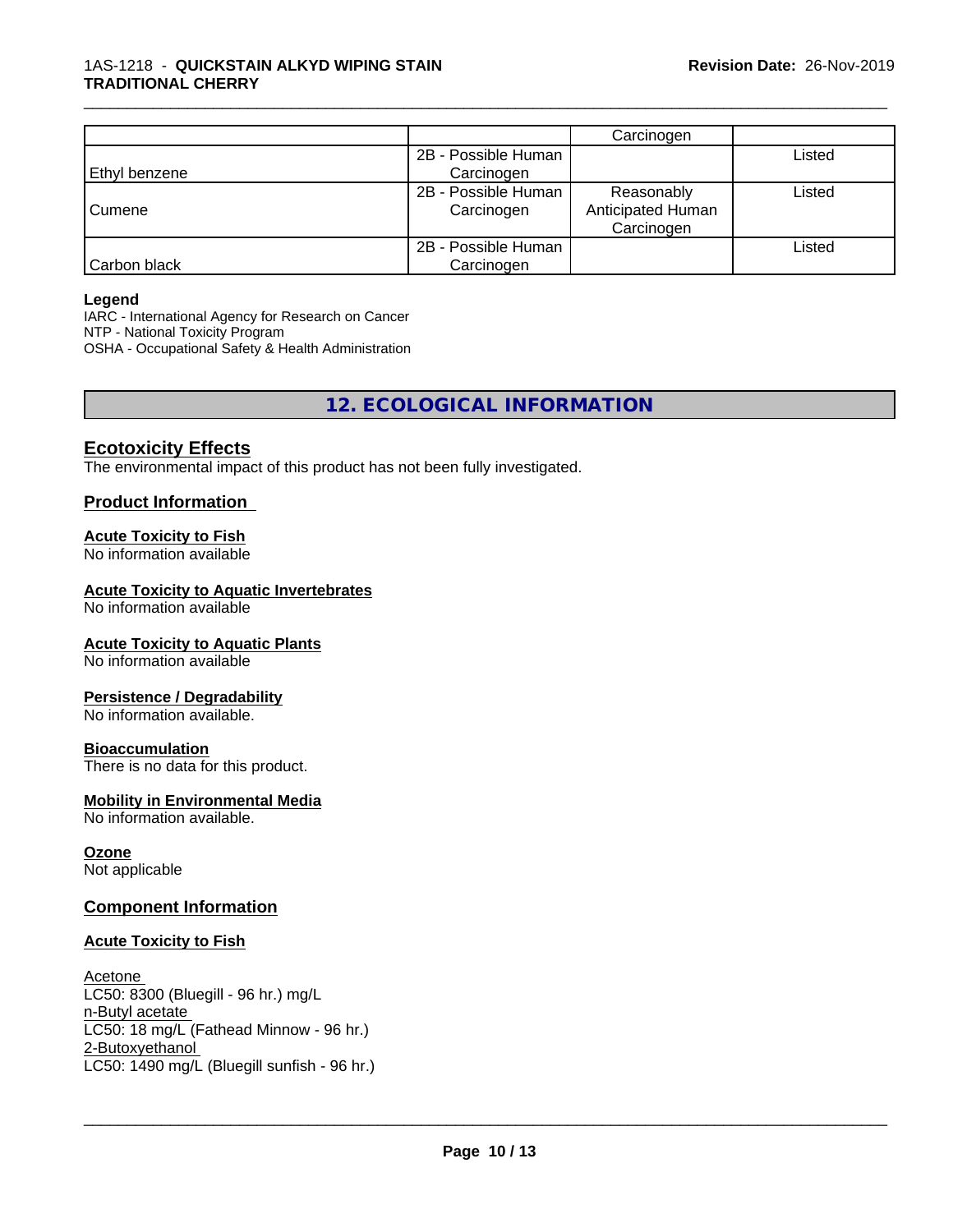| | | Carcinogen | |
|---|---|---|---|
| Ethyl benzene | 2B - Possible Human Carcinogen | | Listed |
| Cumene | 2B - Possible Human Carcinogen | Reasonably Anticipated Human Carcinogen | Listed |
| Carbon black | 2B - Possible Human Carcinogen | | Listed |

**Legend**
IARC - International Agency for Research on Cancer
NTP - National Toxicity Program
OSHA - Occupational Safety & Health Administration

# 12. ECOLOGICAL INFORMATION

## Ecotoxicity Effects

The environmental impact of this product has not been fully investigated.

### Product Information

**Acute Toxicity to Fish**
No information available

**Acute Toxicity to Aquatic Invertebrates**
No information available

**Acute Toxicity to Aquatic Plants**
No information available

**Persistence / Degradability**
No information available.

**Bioaccumulation**
There is no data for this product.

**Mobility in Environmental Media**
No information available.

**Ozone**
Not applicable

### Component Information

**Acute Toxicity to Fish**

Acetone
LC50: 8300 (Bluegill - 96 hr.) mg/L
n-Butyl acetate
LC50: 18 mg/L (Fathead Minnow - 96 hr.)
2-Butoxyethanol
LC50: 1490 mg/L (Bluegill sunfish - 96 hr.)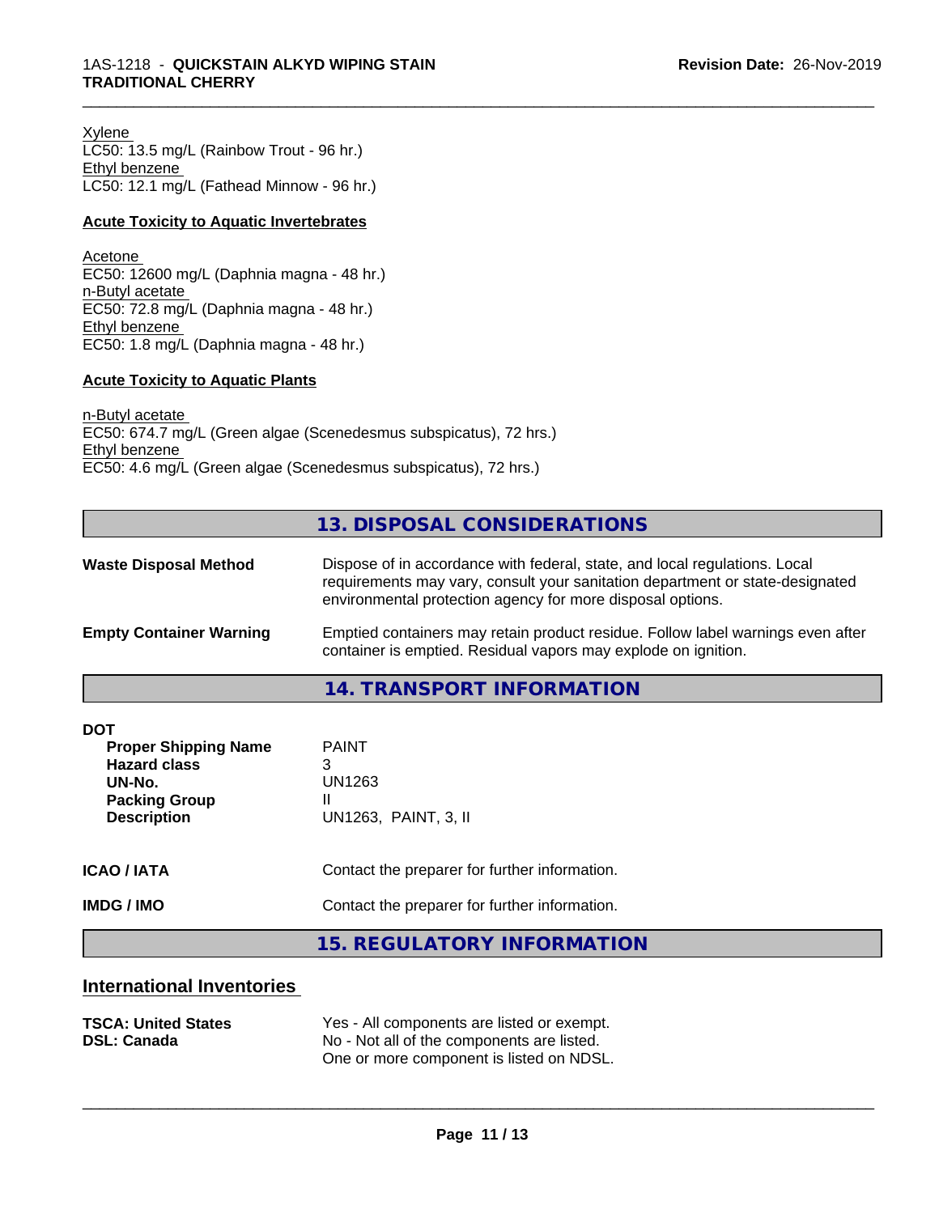Xylene
LC50: 13.5 mg/L (Rainbow Trout - 96 hr.)
Ethyl benzene
LC50: 12.1 mg/L (Fathead Minnow - 96 hr.)

**Acute Toxicity to Aquatic Invertebrates**

Acetone
EC50: 12600 mg/L (Daphnia magna - 48 hr.)
n-Butyl acetate
EC50: 72.8 mg/L (Daphnia magna - 48 hr.)
Ethyl benzene
EC50: 1.8 mg/L (Daphnia magna - 48 hr.)

**Acute Toxicity to Aquatic Plants**

n-Butyl acetate
EC50: 674.7 mg/L (Green algae (Scenedesmus subspicatus), 72 hrs.)
Ethyl benzene
EC50: 4.6 mg/L (Green algae (Scenedesmus subspicatus), 72 hrs.)

## 13. DISPOSAL CONSIDERATIONS

**Waste Disposal Method** Dispose of in accordance with federal, state, and local regulations. Local requirements may vary, consult your sanitation department or state-designated environmental protection agency for more disposal options.

**Empty Container Warning** Emptied containers may retain product residue. Follow label warnings even after container is emptied. Residual vapors may explode on ignition.

## 14. TRANSPORT INFORMATION

**DOT**

| | |
|---|---|
| **Proper Shipping Name** | PAINT |
| **Hazard class** | 3 |
| **UN-No.** | UN1263 |
| **Packing Group** | II |
| **Description** | UN1263, PAINT, 3, II |

**ICAO / IATA** Contact the preparer for further information.

**IMDG / IMO** Contact the preparer for further information.

## 15. REGULATORY INFORMATION

### International Inventories

| | |
|---|---|
| **TSCA: United States** | Yes - All components are listed or exempt. |
| **DSL: Canada** | No - Not all of the components are listed. One or more component is listed on NDSL. |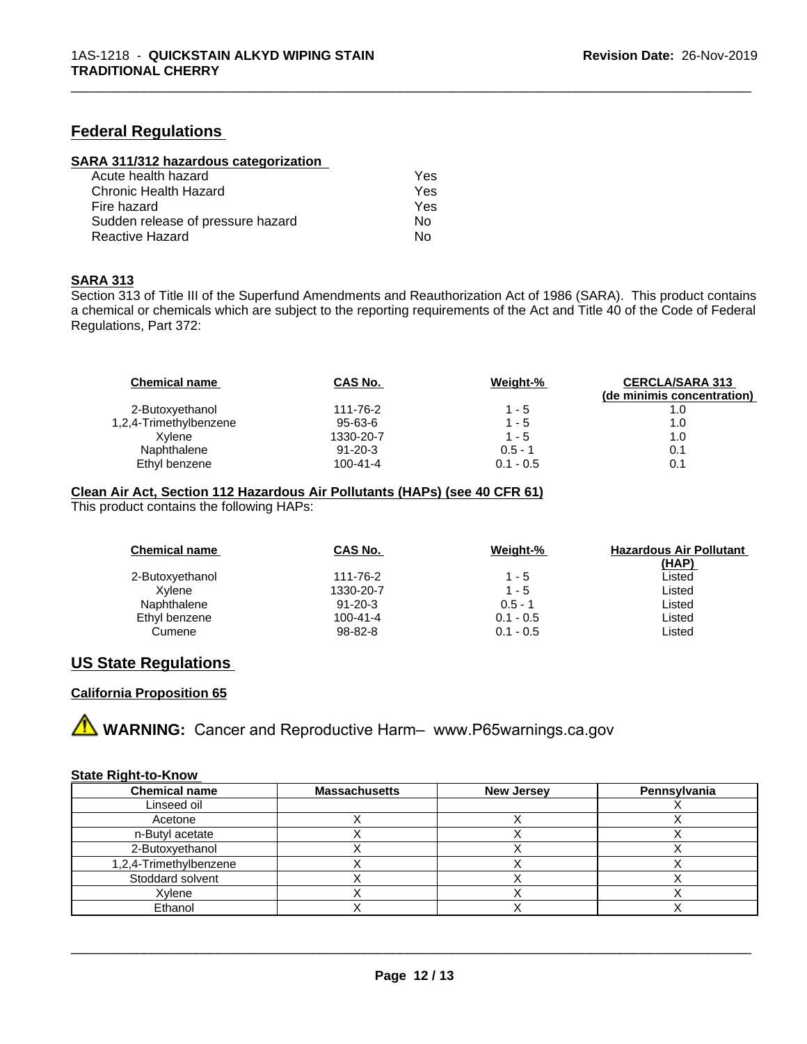## Federal Regulations

### SARA 311/312 hazardous categorization

| | |
|---|---|
| Acute health hazard | Yes |
| Chronic Health Hazard | Yes |
| Fire hazard | Yes |
| Sudden release of pressure hazard | No |
| Reactive Hazard | No |

### SARA 313

Section 313 of Title III of the Superfund Amendments and Reauthorization Act of 1986 (SARA). This product contains a chemical or chemicals which are subject to the reporting requirements of the Act and Title 40 of the Code of Federal Regulations, Part 372:

| Chemical name | CAS No. | Weight-% | CERCLA/SARA 313 (de minimis concentration) |
|---|---|---|---|
| 2-Butoxyethanol | 111-76-2 | 1 - 5 | 1.0 |
| 1,2,4-Trimethylbenzene | 95-63-6 | 1 - 5 | 1.0 |
| Xylene | 1330-20-7 | 1 - 5 | 1.0 |
| Naphthalene | 91-20-3 | 0.5 - 1 | 0.1 |
| Ethyl benzene | 100-41-4 | 0.1 - 0.5 | 0.1 |

### Clean Air Act, Section 112 Hazardous Air Pollutants (HAPs) (see 40 CFR 61)

This product contains the following HAPs:

| Chemical name | CAS No. | Weight-% | Hazardous Air Pollutant (HAP) |
|---|---|---|---|
| 2-Butoxyethanol | 111-76-2 | 1 - 5 | Listed |
| Xylene | 1330-20-7 | 1 - 5 | Listed |
| Naphthalene | 91-20-3 | 0.5 - 1 | Listed |
| Ethyl benzene | 100-41-4 | 0.1 - 0.5 | Listed |
| Cumene | 98-82-8 | 0.1 - 0.5 | Listed |

## US State Regulations

### California Proposition 65

⚠ **WARNING:** Cancer and Reproductive Harm– www.P65warnings.ca.gov

### State Right-to-Know

| Chemical name | Massachusetts | New Jersey | Pennsylvania |
|---|---|---|---|
| Linseed oil | | | X |
| Acetone | X | X | X |
| n-Butyl acetate | X | X | X |
| 2-Butoxyethanol | X | X | X |
| 1,2,4-Trimethylbenzene | X | X | X |
| Stoddard solvent | X | X | X |
| Xylene | X | X | X |
| Ethanol | X | X | X |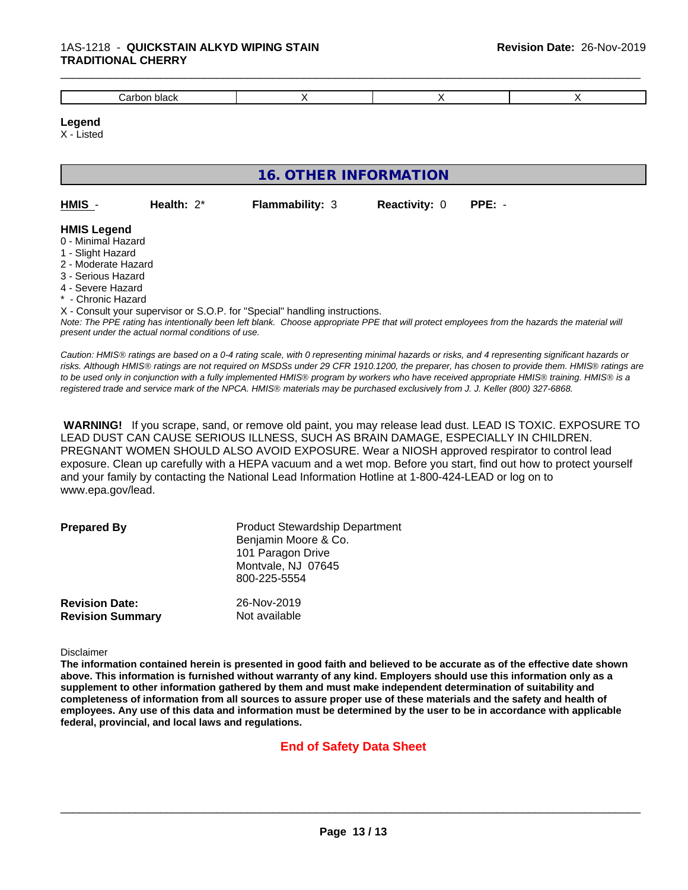| | | | |
|---|---|---|---|
| Carbon black | X | X | X |

**Legend**
X - Listed

## 16. OTHER INFORMATION

**HMIS** - **Health:** 2* **Flammability:** 3 **Reactivity:** 0 **PPE:** -

**HMIS Legend**
0 - Minimal Hazard
1 - Slight Hazard
2 - Moderate Hazard
3 - Serious Hazard
4 - Severe Hazard
* - Chronic Hazard
X - Consult your supervisor or S.O.P. for "Special" handling instructions.

*Note: The PPE rating has intentionally been left blank. Choose appropriate PPE that will protect employees from the hazards the material will present under the actual normal conditions of use.*

*Caution: HMIS® ratings are based on a 0-4 rating scale, with 0 representing minimal hazards or risks, and 4 representing significant hazards or risks. Although HMIS® ratings are not required on MSDSs under 29 CFR 1910.1200, the preparer, has chosen to provide them. HMIS® ratings are to be used only in conjunction with a fully implemented HMIS® program by workers who have received appropriate HMIS® training. HMIS® is a registered trade and service mark of the NPCA. HMIS® materials may be purchased exclusively from J. J. Keller (800) 327-6868.*

**WARNING!** If you scrape, sand, or remove old paint, you may release lead dust. LEAD IS TOXIC. EXPOSURE TO LEAD DUST CAN CAUSE SERIOUS ILLNESS, SUCH AS BRAIN DAMAGE, ESPECIALLY IN CHILDREN. PREGNANT WOMEN SHOULD ALSO AVOID EXPOSURE. Wear a NIOSH approved respirator to control lead exposure. Clean up carefully with a HEPA vacuum and a wet mop. Before you start, find out how to protect yourself and your family by contacting the National Lead Information Hotline at 1-800-424-LEAD or log on to www.epa.gov/lead.

**Prepared By**
Product Stewardship Department
Benjamin Moore & Co.
101 Paragon Drive
Montvale, NJ 07645
800-225-5554

**Revision Date:** 26-Nov-2019
**Revision Summary** Not available

Disclaimer

**The information contained herein is presented in good faith and believed to be accurate as of the effective date shown above. This information is furnished without warranty of any kind. Employers should use this information only as a supplement to other information gathered by them and must make independent determination of suitability and completeness of information from all sources to assure proper use of these materials and the safety and health of employees. Any use of this data and information must be determined by the user to be in accordance with applicable federal, provincial, and local laws and regulations.**

**End of Safety Data Sheet**